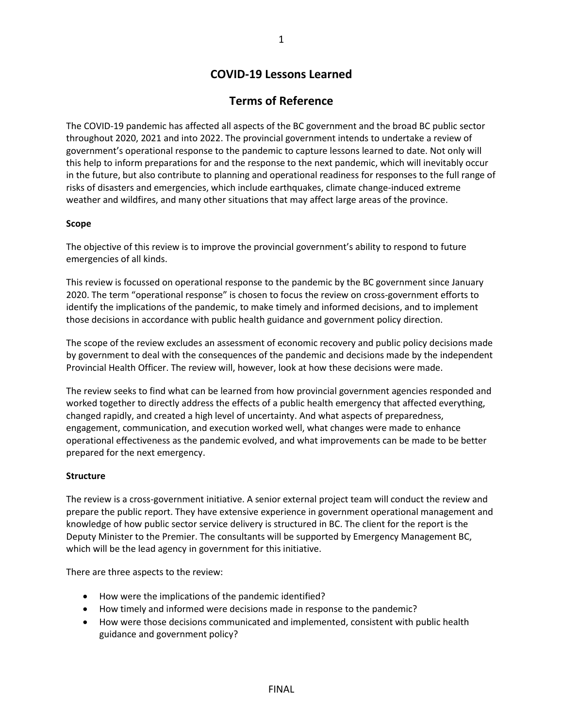# COVID-19 Lessons Learned

## Terms of Reference

The COVID-19 pandemic has affected all aspects of the BC government and the broad BC public sector throughout 2020, 2021 and into 2022. The provincial government intends to undertake a review of government's operational response to the pandemic to capture lessons learned to date. Not only will this help to inform preparations for and the response to the next pandemic, which will inevitably occur in the future, but also contribute to planning and operational readiness for responses to the full range of risks of disasters and emergencies, which include earthquakes, climate change-induced extreme weather and wildfires, and many other situations that may affect large areas of the province.

**Scope**

The objective of this review is to improve the provincial government's ability to respond to future emergencies of all kinds.

This review is focussed on operational response to the pandemic by the BC government since January 2020. The term "operational response" is chosen to focus the review on cross-government efforts to identify the implications of the pandemic, to make timely and informed decisions, and to implement those decisions in accordance with public health guidance and government policy direction.

The scope of the review excludes an assessment of economic recovery and public policy decisions made by government to deal with the consequences of the pandemic and decisions made by the independent Provincial Health Officer. The review will, however, look at how these decisions were made.

The review seeks to find what can be learned from how provincial government agencies responded and worked together to directly address the effects of a public health emergency that affected everything, changed rapidly, and created a high level of uncertainty. And what aspects of preparedness, engagement, communication, and execution worked well, what changes were made to enhance operational effectiveness as the pandemic evolved, and what improvements can be made to be better prepared for the next emergency.

**Structure**

The review is a cross-government initiative. A senior external project team will conduct the review and prepare the public report. They have extensive experience in government operational management and knowledge of how public sector service delivery is structured in BC. The client for the report is the Deputy Minister to the Premier. The consultants will be supported by Emergency Management BC, which will be the lead agency in government for this initiative.

There are three aspects to the review:

- How were the implications of the pandemic identified?
- How timely and informed were decisions made in response to the pandemic?
- How were those decisions communicated and implemented, consistent with public health guidance and government policy?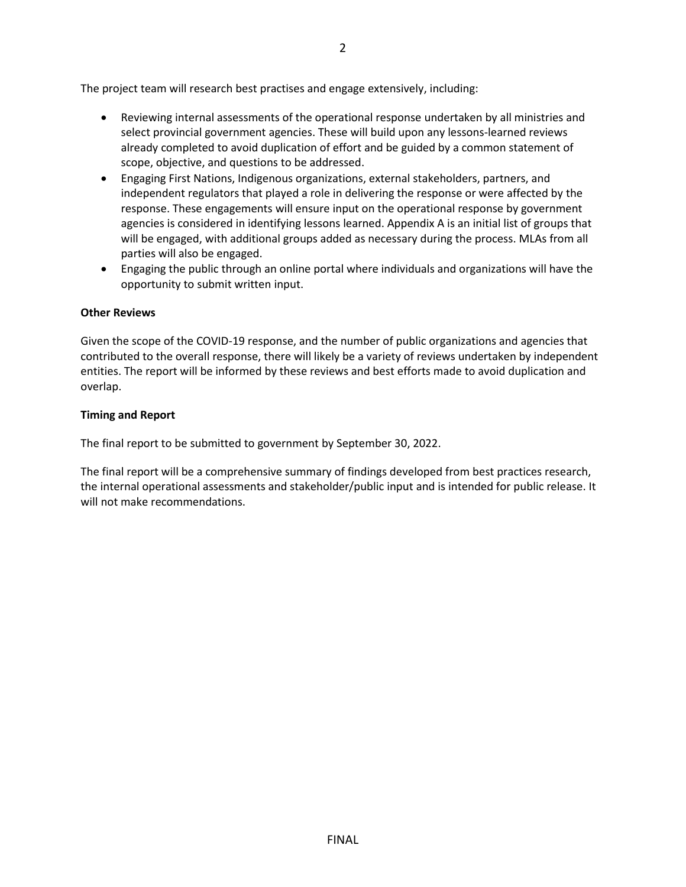The project team will research best practises and engage extensively, including:

- Reviewing internal assessments of the operational response undertaken by all ministries and select provincial government agencies. These will build upon any lessons-learned reviews already completed to avoid duplication of effort and be guided by a common statement of scope, objective, and questions to be addressed.
- Engaging First Nations, Indigenous organizations, external stakeholders, partners, and independent regulators that played a role in delivering the response or were affected by the response. These engagements will ensure input on the operational response by government agencies is considered in identifying lessons learned. Appendix A is an initial list of groups that will be engaged, with additional groups added as necessary during the process. MLAs from all parties will also be engaged.
- Engaging the public through an online portal where individuals and organizations will have the opportunity to submit written input.

**Other Reviews**

Given the scope of the COVID-19 response, and the number of public organizations and agencies that contributed to the overall response, there will likely be a variety of reviews undertaken by independent entities. The report will be informed by these reviews and best efforts made to avoid duplication and overlap.

**Timing and Report**

The final report to be submitted to government by September 30, 2022.

The final report will be a comprehensive summary of findings developed from best practices research, the internal operational assessments and stakeholder/public input and is intended for public release. It will not make recommendations.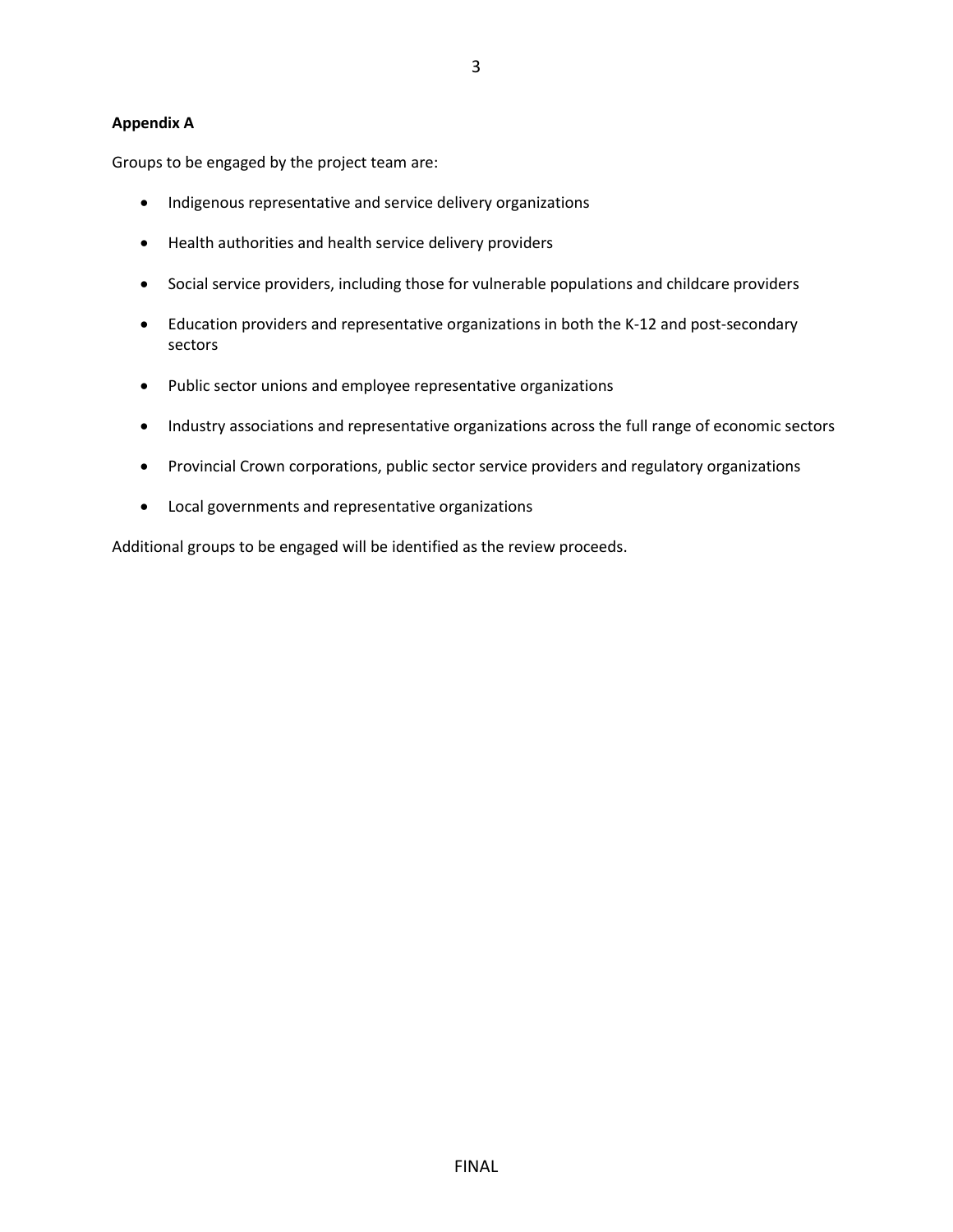**Appendix A**

Groups to be engaged by the project team are:

- Indigenous representative and service delivery organizations
- Health authorities and health service delivery providers
- Social service providers, including those for vulnerable populations and childcare providers
- Education providers and representative organizations in both the K-12 and post-secondary sectors
- Public sector unions and employee representative organizations
- Industry associations and representative organizations across the full range of economic sectors
- Provincial Crown corporations, public sector service providers and regulatory organizations
- Local governments and representative organizations

Additional groups to be engaged will be identified as the review proceeds.